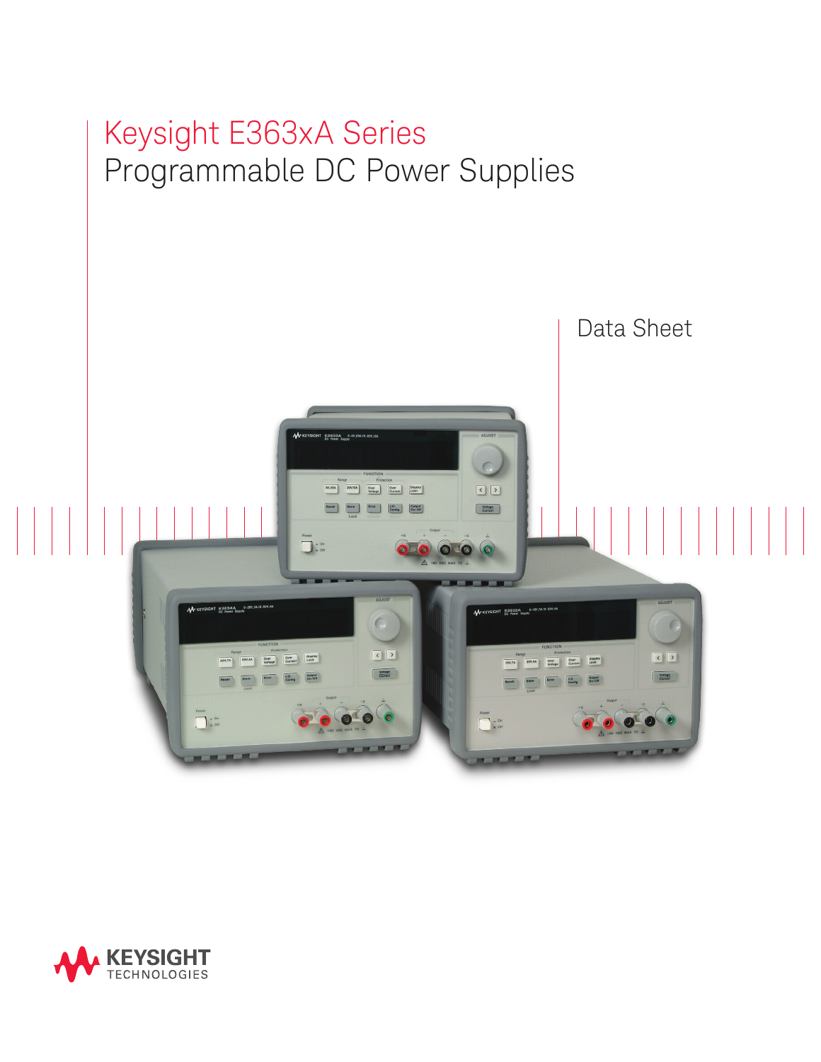# Keysight E363xA Series
## Programmable DC Power Supplies

Data Sheet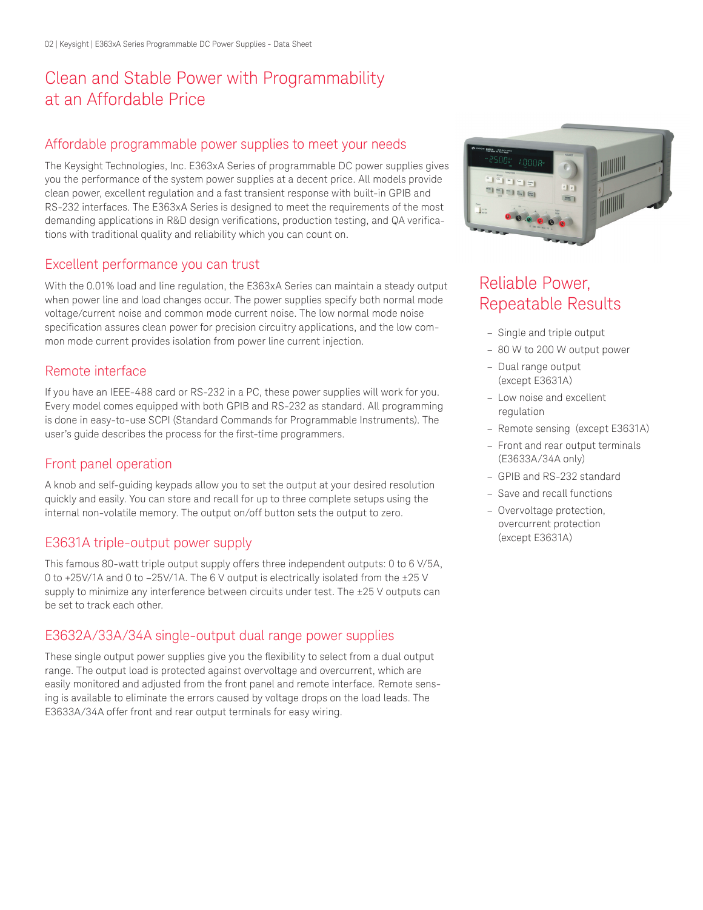# Clean and Stable Power with Programmability at an Affordable Price

## Affordable programmable power supplies to meet your needs

The Keysight Technologies, Inc. E363xA Series of programmable DC power supplies gives you the performance of the system power supplies at a decent price. All models provide clean power, excellent regulation and a fast transient response with built-in GPIB and RS-232 interfaces. The E363xA Series is designed to meet the requirements of the most demanding applications in R&D design verifications, production testing, and QA verifications with traditional quality and reliability which you can count on.

## Excellent performance you can trust

With the 0.01% load and line regulation, the E363xA Series can maintain a steady output when power line and load changes occur. The power supplies specify both normal mode voltage/current noise and common mode current noise. The low normal mode noise specification assures clean power for precision circuitry applications, and the low common mode current provides isolation from power line current injection.

## Remote interface

If you have an IEEE-488 card or RS-232 in a PC, these power supplies will work for you. Every model comes equipped with both GPIB and RS-232 as standard. All programming is done in easy-to-use SCPI (Standard Commands for Programmable Instruments). The user's guide describes the process for the first-time programmers.

## Front panel operation

A knob and self-guiding keypads allow you to set the output at your desired resolution quickly and easily. You can store and recall for up to three complete setups using the internal non-volatile memory. The output on/off button sets the output to zero.

## E3631A triple-output power supply

This famous 80-watt triple output supply offers three independent outputs: 0 to 6 V/5A, 0 to +25V/1A and 0 to –25V/1A. The 6 V output is electrically isolated from the ±25 V supply to minimize any interference between circuits under test. The ±25 V outputs can be set to track each other.

## E3632A/33A/34A single-output dual range power supplies

These single output power supplies give you the flexibility to select from a dual output range. The output load is protected against overvoltage and overcurrent, which are easily monitored and adjusted from the front panel and remote interface. Remote sensing is available to eliminate the errors caused by voltage drops on the load leads. The E3633A/34A offer front and rear output terminals for easy wiring.

# Reliable Power, Repeatable Results

- Single and triple output
- 80 W to 200 W output power
- Dual range output (except E3631A)
- Low noise and excellent regulation
- Remote sensing (except E3631A)
- Front and rear output terminals (E3633A/34A only)
- GPIB and RS-232 standard
- Save and recall functions
- Overvoltage protection, overcurrent protection (except E3631A)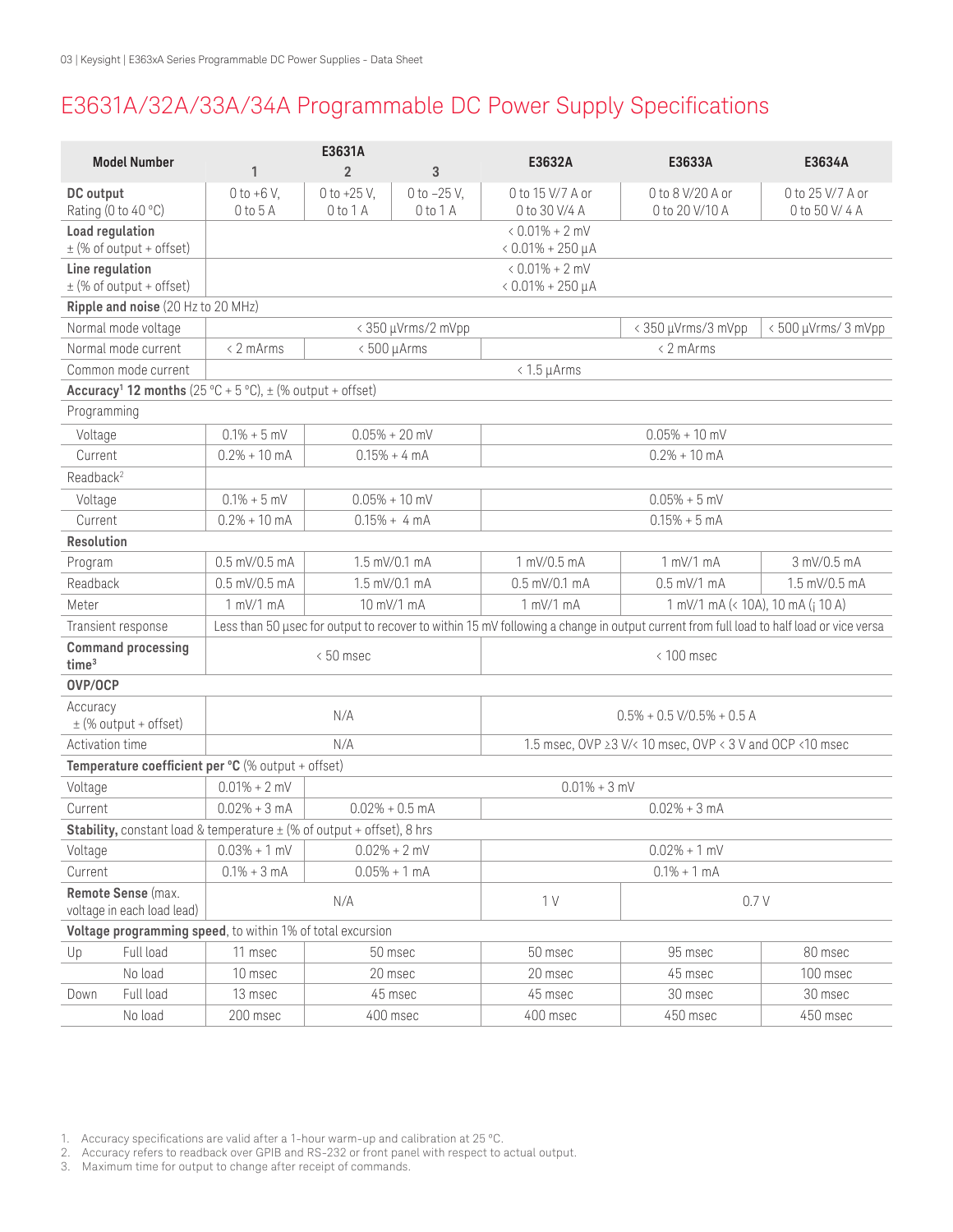# E3631A/32A/33A/34A Programmable DC Power Supply Specifications

| Model Number | | E3631A 1 | E3631A 2 | E3631A 3 | E3632A | E3633A | E3634A |
|---|---|---|---|---|---|---|---|
| **DC output** Rating (0 to 40 °C) | | 0 to +6 V, 0 to 5 A | 0 to +25 V, 0 to 1 A | 0 to –25 V, 0 to 1 A | 0 to 15 V/7 A or 0 to 30 V/4 A | 0 to 8 V/20 A or 0 to 20 V/10 A | 0 to 25 V/7 A or 0 to 50 V/ 4 A |
| **Load regulation** ± (% of output + offset) | | < 0.01% + 2 mV < 0.01% + 250 µA | | | | | |
| **Line regulation** ± (% of output + offset) | | < 0.01% + 2 mV < 0.01% + 250 µA | | | | | |
| **Ripple and noise** (20 Hz to 20 MHz) | | | | | | | |
| Normal mode voltage | | < 350 µVrms/2 mVpp | | | | < 350 µVrms/3 mVpp | < 500 µVrms/ 3 mVpp |
| Normal mode current | | < 2 mArms | < 500 µArms | | < 2 mArms | | |
| Common mode current | | < 1.5 µArms | | | | | |
| **Accuracy[1] 12 months** (25 °C + 5 °C), ± (% output + offset) | | | | | | | |
| Programming | | | | | | | |
| Voltage | | 0.1% + 5 mV | 0.05% + 20 mV | | 0.05% + 10 mV | | |
| Current | | 0.2% + 10 mA | 0.15% + 4 mA | | 0.2% + 10 mA | | |
| Readback[2] | | | | | | | |
| Voltage | | 0.1% + 5 mV | 0.05% + 10 mV | | 0.05% + 5 mV | | |
| Current | | 0.2% + 10 mA | 0.15% + 4 mA | | 0.15% + 5 mA | | |
| **Resolution** | | | | | | | |
| Program | | 0.5 mV/0.5 mA | 1.5 mV/0.1 mA | | 1 mV/0.5 mA | 1 mV/1 mA | 3 mV/0.5 mA |
| Readback | | 0.5 mV/0.5 mA | 1.5 mV/0.1 mA | | 0.5 mV/0.1 mA | 0.5 mV/1 mA | 1.5 mV/0.5 mA |
| Meter | | 1 mV/1 mA | 10 mV/1 mA | | 1 mV/1 mA | 1 mV/1 mA (< 10A), 10 mA (¡ 10 A) | |
| Transient response | | Less than 50 µsec for output to recover to within 15 mV following a change in output current from full load to half load or vice versa | | | | | |
| **Command processing time[3]** | | < 50 msec | | | < 100 msec | | |
| **OVP/OCP** | | | | | | | |
| Accuracy ± (% output + offset) | | N/A | | | 0.5% + 0.5 V/0.5% + 0.5 A | | |
| Activation time | | N/A | | | 1.5 msec, OVP ≥3 V/< 10 msec, OVP < 3 V and OCP <10 msec | | |
| **Temperature coefficient per °C** (% output + offset) | | | | | | | |
| Voltage | | 0.01% + 2 mV | 0.01% + 3 mV | | | | |
| Current | | 0.02% + 3 mA | 0.02% + 0.5 mA | | 0.02% + 3 mA | | |
| **Stability,** constant load & temperature ± (% of output + offset), 8 hrs | | | | | | | |
| Voltage | | 0.03% + 1 mV | 0.02% + 2 mV | | 0.02% + 1 mV | | |
| Current | | 0.1% + 3 mA | 0.05% + 1 mA | | 0.1% + 1 mA | | |
| **Remote Sense** (max. voltage in each load lead) | | N/A | | | 1 V | 0.7 V | |
| **Voltage programming speed**, to within 1% of total excursion | | | | | | | |
| Up | Full load | 11 msec | 50 msec | | 50 msec | 95 msec | 80 msec |
| | No load | 10 msec | 20 msec | | 20 msec | 45 msec | 100 msec |
| Down | Full load | 13 msec | 45 msec | | 45 msec | 30 msec | 30 msec |
| | No load | 200 msec | 400 msec | | 400 msec | 450 msec | 450 msec |

1. Accuracy specifications are valid after a 1-hour warm-up and calibration at 25 °C.
2. Accuracy refers to readback over GPIB and RS-232 or front panel with respect to actual output.
3. Maximum time for output to change after receipt of commands.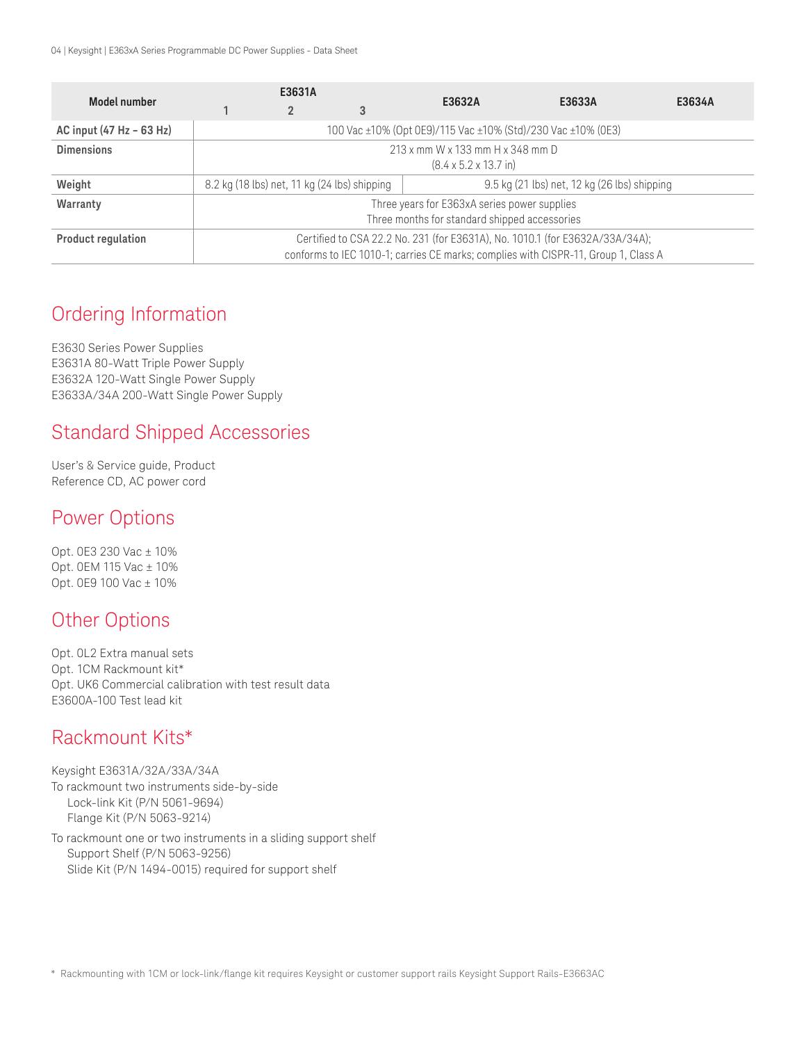| Model number | E3631A | | | E3632A | E3633A | E3634A |
|---|---|---|---|---|---|---|
| | 1 | 2 | 3 | | | |
| AC input (47 Hz - 63 Hz) | 100 Vac ±10% (Opt 0E9)/115 Vac ±10% (Std)/230 Vac ±10% (0E3) | | | | | |
| Dimensions | 213 x mm W x 133 mm H x 348 mm D (8.4 x 5.2 x 13.7 in) | | | | | |
| Weight | 8.2 kg (18 lbs) net, 11 kg (24 lbs) shipping | | | 9.5 kg (21 lbs) net, 12 kg (26 lbs) shipping | | |
| Warranty | Three years for E363xA series power supplies<br>Three months for standard shipped accessories | | | | | |
| Product regulation | Certified to CSA 22.2 No. 231 (for E3631A), No. 1010.1 (for E3632A/33A/34A); conforms to IEC 1010-1; carries CE marks; complies with CISPR-11, Group 1, Class A | | | | | |

## Ordering Information

E3630 Series Power Supplies
E3631A 80-Watt Triple Power Supply
E3632A 120-Watt Single Power Supply
E3633A/34A 200-Watt Single Power Supply

## Standard Shipped Accessories

User's & Service guide, Product Reference CD, AC power cord

## Power Options

Opt. 0E3 230 Vac ± 10%
Opt. 0EM 115 Vac ± 10%
Opt. 0E9 100 Vac ± 10%

## Other Options

Opt. 0L2 Extra manual sets
Opt. 1CM Rackmount kit*
Opt. UK6 Commercial calibration with test result data
E3600A-100 Test lead kit

## Rackmount Kits*

Keysight E3631A/32A/33A/34A
To rackmount two instruments side-by-side
- Lock-link Kit (P/N 5061-9694)
- Flange Kit (P/N 5063-9214)

To rackmount one or two instruments in a sliding support shelf
- Support Shelf (P/N 5063-9256)
- Slide Kit (P/N 1494-0015) required for support shelf

* Rackmounting with 1CM or lock-link/flange kit requires Keysight or customer support rails Keysight Support Rails-E3663AC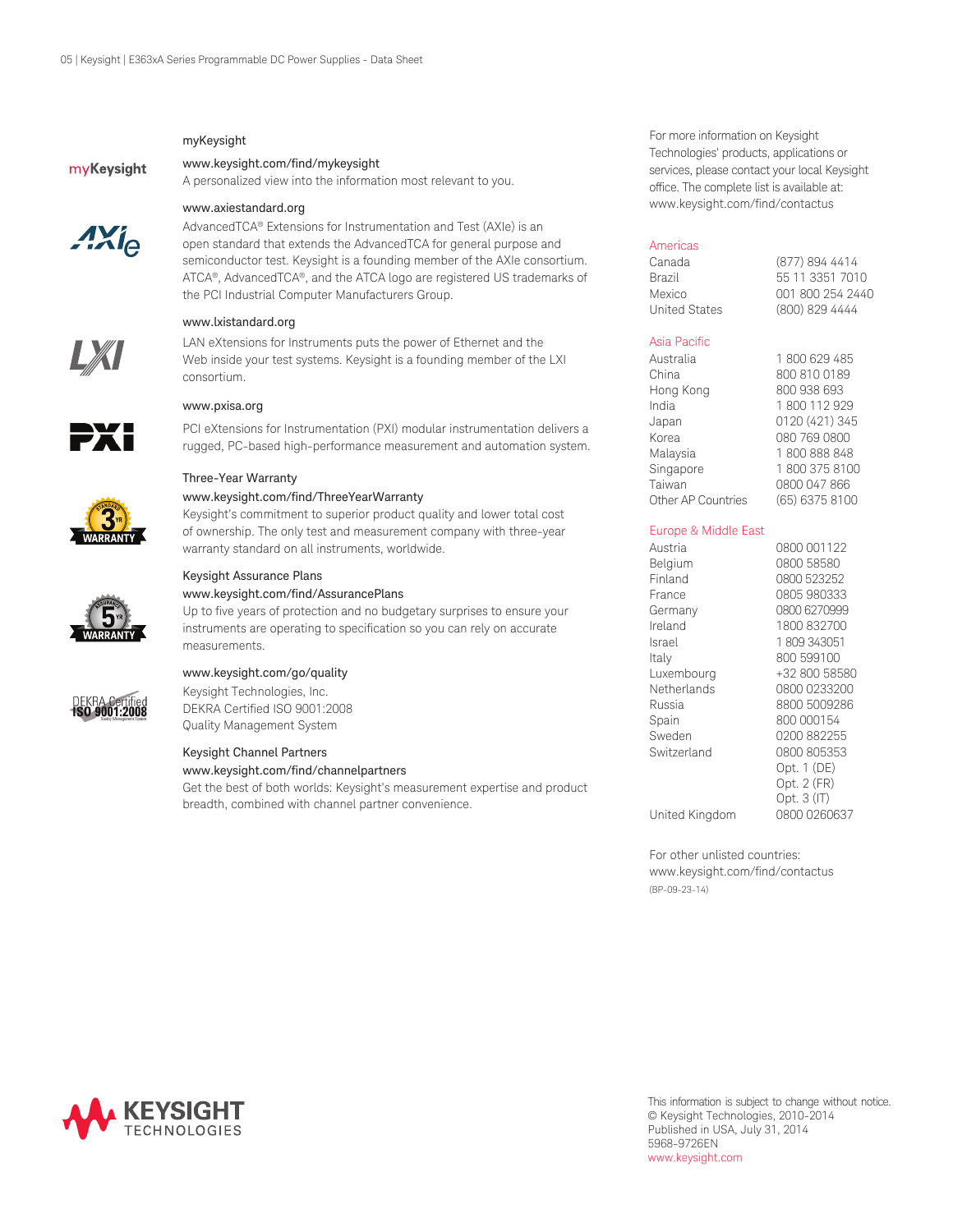myKeysight

www.keysight.com/find/mykeysight
A personalized view into the information most relevant to you.

www.axiestandard.org
AdvancedTCA® Extensions for Instrumentation and Test (AXIe) is an open standard that extends the AdvancedTCA for general purpose and semiconductor test. Keysight is a founding member of the AXIe consortium. ATCA®, AdvancedTCA®, and the ATCA logo are registered US trademarks of the PCI Industrial Computer Manufacturers Group.

www.lxistandard.org
LAN eXtensions for Instruments puts the power of Ethernet and the Web inside your test systems. Keysight is a founding member of the LXI consortium.

www.pxisa.org
PCI eXtensions for Instrumentation (PXI) modular instrumentation delivers a rugged, PC-based high-performance measurement and automation system.

Three-Year Warranty
www.keysight.com/find/ThreeYearWarranty
Keysight's commitment to superior product quality and lower total cost of ownership. The only test and measurement company with three-year warranty standard on all instruments, worldwide.

Keysight Assurance Plans
www.keysight.com/find/AssurancePlans
Up to five years of protection and no budgetary surprises to ensure your instruments are operating to specification so you can rely on accurate measurements.

www.keysight.com/go/quality
Keysight Technologies, Inc.
DEKRA Certified ISO 9001:2008
Quality Management System

Keysight Channel Partners
www.keysight.com/find/channelpartners
Get the best of both worlds: Keysight's measurement expertise and product breadth, combined with channel partner convenience.

For more information on Keysight Technologies' products, applications or services, please contact your local Keysight office. The complete list is available at:
www.keysight.com/find/contactus

**Americas**

| | |
|---|---|
| Canada | (877) 894 4414 |
| Brazil | 55 11 3351 7010 |
| Mexico | 001 800 254 2440 |
| United States | (800) 829 4444 |

**Asia Pacific**

| | |
|---|---|
| Australia | 1 800 629 485 |
| China | 800 810 0189 |
| Hong Kong | 800 938 693 |
| India | 1 800 112 929 |
| Japan | 0120 (421) 345 |
| Korea | 080 769 0800 |
| Malaysia | 1 800 888 848 |
| Singapore | 1 800 375 8100 |
| Taiwan | 0800 047 866 |
| Other AP Countries | (65) 6375 8100 |

**Europe & Middle East**

| | |
|---|---|
| Austria | 0800 001122 |
| Belgium | 0800 58580 |
| Finland | 0800 523252 |
| France | 0805 980333 |
| Germany | 0800 6270999 |
| Ireland | 1800 832700 |
| Israel | 1 809 343051 |
| Italy | 800 599100 |
| Luxembourg | +32 800 58580 |
| Netherlands | 0800 0233200 |
| Russia | 8800 5009286 |
| Spain | 800 000154 |
| Sweden | 0200 882255 |
| Switzerland | 0800 805353 |
| | Opt. 1 (DE) |
| | Opt. 2 (FR) |
| | Opt. 3 (IT) |
| United Kingdom | 0800 0260637 |

For other unlisted countries:
www.keysight.com/find/contactus
(BP-09-23-14)

This information is subject to change without notice.
© Keysight Technologies, 2010-2014
Published in USA, July 31, 2014
5968-9726EN
www.keysight.com